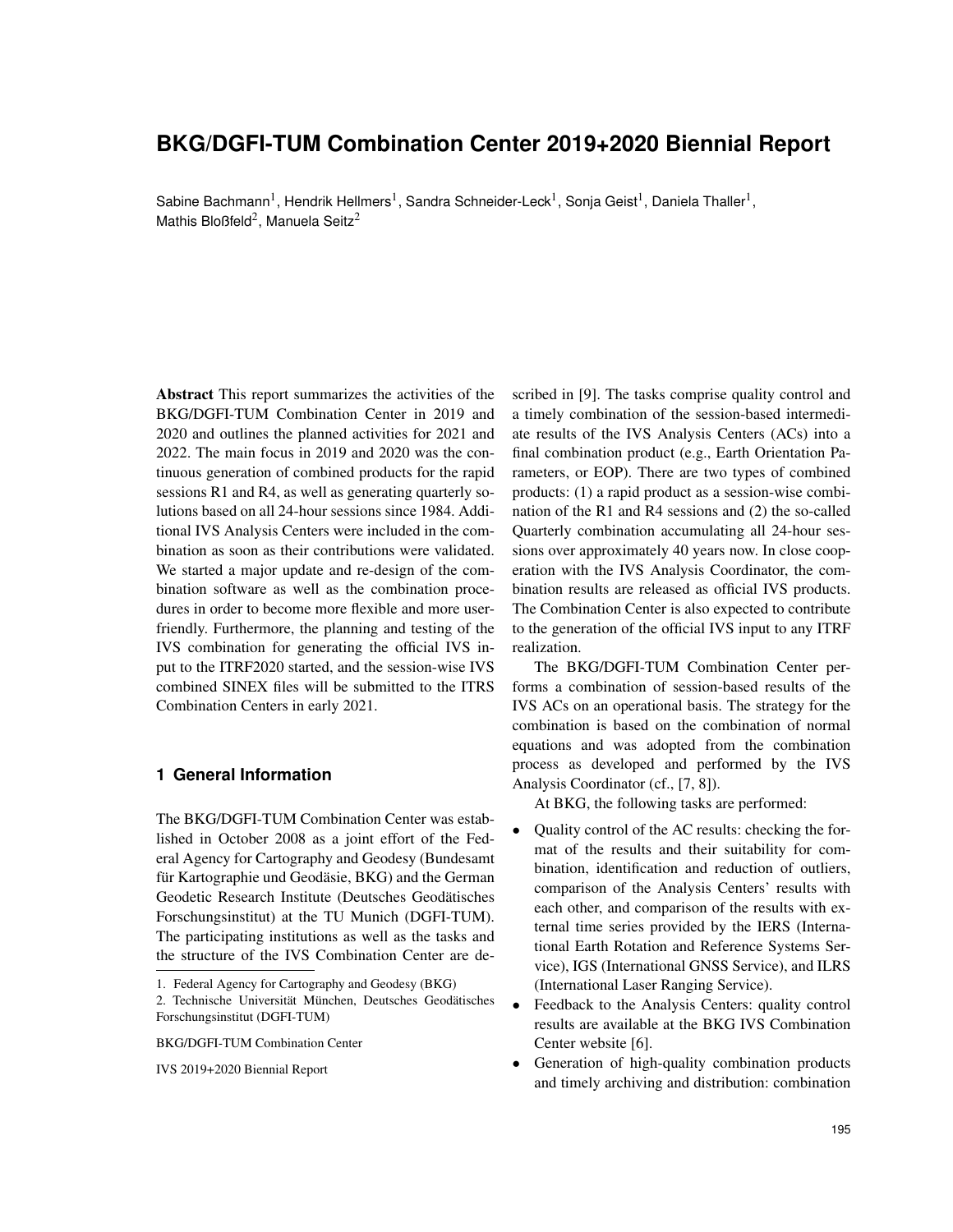# BKG/DGFI-TUM Combination Center 2019+2020 Biennial Report

Sabine Bachmann[1], Hendrik Hellmers[1], Sandra Schneider-Leck[1], Sonja Geist[1], Daniela Thaller[1], Mathis Bloßfeld[2], Manuela Seitz[2]

**Abstract** This report summarizes the activities of the BKG/DGFI-TUM Combination Center in 2019 and 2020 and outlines the planned activities for 2021 and 2022. The main focus in 2019 and 2020 was the continuous generation of combined products for the rapid sessions R1 and R4, as well as generating quarterly solutions based on all 24-hour sessions since 1984. Additional IVS Analysis Centers were included in the combination as soon as their contributions were validated. We started a major update and re-design of the combination software as well as the combination procedures in order to become more flexible and more user-friendly. Furthermore, the planning and testing of the IVS combination for generating the official IVS input to the ITRF2020 started, and the session-wise IVS combined SINEX files will be submitted to the ITRS Combination Centers in early 2021.

## 1 General Information

The BKG/DGFI-TUM Combination Center was established in October 2008 as a joint effort of the Federal Agency for Cartography and Geodesy (Bundesamt für Kartographie und Geodäsie, BKG) and the German Geodetic Research Institute (Deutsches Geodätisches Forschungsinstitut) at the TU Munich (DGFI-TUM). The participating institutions as well as the tasks and the structure of the IVS Combination Center are described in [9]. The tasks comprise quality control and a timely combination of the session-based intermediate results of the IVS Analysis Centers (ACs) into a final combination product (e.g., Earth Orientation Parameters, or EOP). There are two types of combined products: (1) a rapid product as a session-wise combination of the R1 and R4 sessions and (2) the so-called Quarterly combination accumulating all 24-hour sessions over approximately 40 years now. In close cooperation with the IVS Analysis Coordinator, the combination results are released as official IVS products. The Combination Center is also expected to contribute to the generation of the official IVS input to any ITRF realization.

The BKG/DGFI-TUM Combination Center performs a combination of session-based results of the IVS ACs on an operational basis. The strategy for the combination is based on the combination of normal equations and was adopted from the combination process as developed and performed by the IVS Analysis Coordinator (cf., [7, 8]).

At BKG, the following tasks are performed:

- Quality control of the AC results: checking the format of the results and their suitability for combination, identification and reduction of outliers, comparison of the Analysis Centers' results with each other, and comparison of the results with external time series provided by the IERS (International Earth Rotation and Reference Systems Service), IGS (International GNSS Service), and ILRS (International Laser Ranging Service).
- Feedback to the Analysis Centers: quality control results are available at the BKG IVS Combination Center website [6].
- Generation of high-quality combination products and timely archiving and distribution: combination

1. Federal Agency for Cartography and Geodesy (BKG)
2. Technische Universität München, Deutsches Geodätisches Forschungsinstitut (DGFI-TUM)

BKG/DGFI-TUM Combination Center

IVS 2019+2020 Biennial Report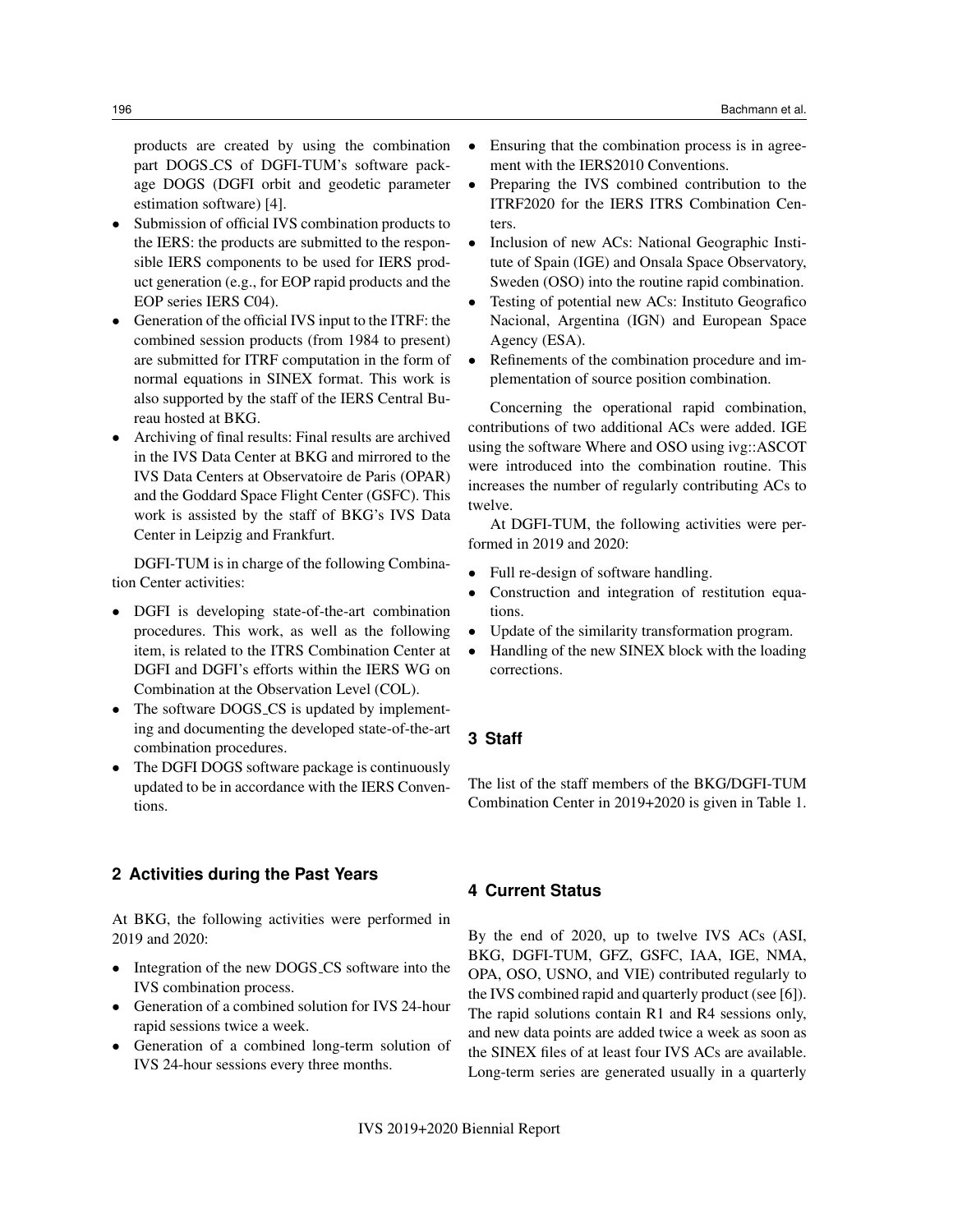products are created by using the combination part DOGS_CS of DGFI-TUM's software package DOGS (DGFI orbit and geodetic parameter estimation software) [4].

- Submission of official IVS combination products to the IERS: the products are submitted to the responsible IERS components to be used for IERS product generation (e.g., for EOP rapid products and the EOP series IERS C04).
- Generation of the official IVS input to the ITRF: the combined session products (from 1984 to present) are submitted for ITRF computation in the form of normal equations in SINEX format. This work is also supported by the staff of the IERS Central Bureau hosted at BKG.
- Archiving of final results: Final results are archived in the IVS Data Center at BKG and mirrored to the IVS Data Centers at Observatoire de Paris (OPAR) and the Goddard Space Flight Center (GSFC). This work is assisted by the staff of BKG's IVS Data Center in Leipzig and Frankfurt.

DGFI-TUM is in charge of the following Combination Center activities:

- DGFI is developing state-of-the-art combination procedures. This work, as well as the following item, is related to the ITRS Combination Center at DGFI and DGFI's efforts within the IERS WG on Combination at the Observation Level (COL).
- The software DOGS_CS is updated by implementing and documenting the developed state-of-the-art combination procedures.
- The DGFI DOGS software package is continuously updated to be in accordance with the IERS Conventions.

## 2 Activities during the Past Years

At BKG, the following activities were performed in 2019 and 2020:

- Integration of the new DOGS_CS software into the IVS combination process.
- Generation of a combined solution for IVS 24-hour rapid sessions twice a week.
- Generation of a combined long-term solution of IVS 24-hour sessions every three months.
- Ensuring that the combination process is in agreement with the IERS2010 Conventions.
- Preparing the IVS combined contribution to the ITRF2020 for the IERS ITRS Combination Centers.
- Inclusion of new ACs: National Geographic Institute of Spain (IGE) and Onsala Space Observatory, Sweden (OSO) into the routine rapid combination.
- Testing of potential new ACs: Instituto Geografico Nacional, Argentina (IGN) and European Space Agency (ESA).
- Refinements of the combination procedure and implementation of source position combination.

Concerning the operational rapid combination, contributions of two additional ACs were added. IGE using the software Where and OSO using ivg::ASCOT were introduced into the combination routine. This increases the number of regularly contributing ACs to twelve.

At DGFI-TUM, the following activities were performed in 2019 and 2020:

- Full re-design of software handling.
- Construction and integration of restitution equations.
- Update of the similarity transformation program.
- Handling of the new SINEX block with the loading corrections.

## 3 Staff

The list of the staff members of the BKG/DGFI-TUM Combination Center in 2019+2020 is given in Table 1.

## 4 Current Status

By the end of 2020, up to twelve IVS ACs (ASI, BKG, DGFI-TUM, GFZ, GSFC, IAA, IGE, NMA, OPA, OSO, USNO, and VIE) contributed regularly to the IVS combined rapid and quarterly product (see [6]). The rapid solutions contain R1 and R4 sessions only, and new data points are added twice a week as soon as the SINEX files of at least four IVS ACs are available. Long-term series are generated usually in a quarterly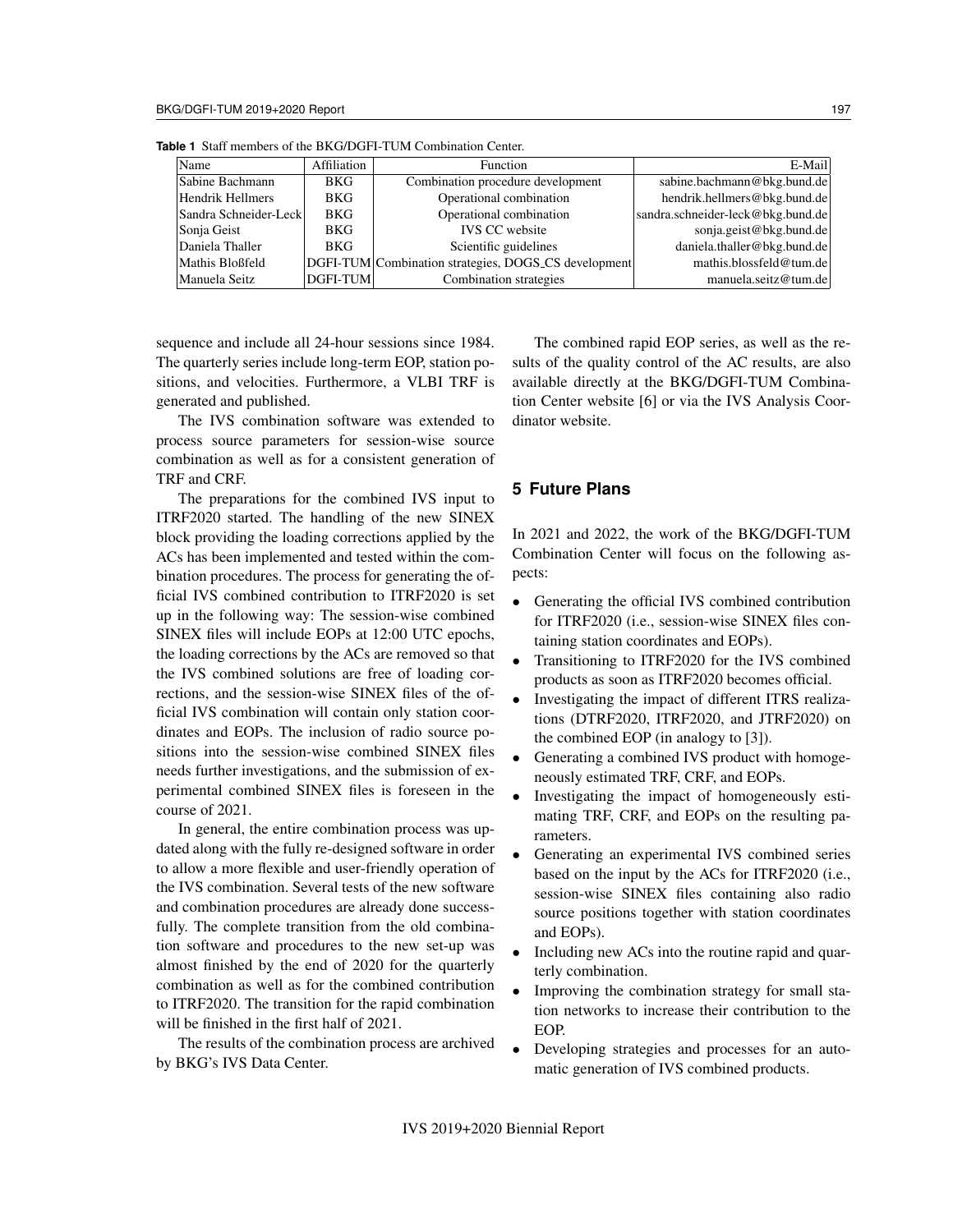**Table 1** Staff members of the BKG/DGFI-TUM Combination Center.

| Name | Affiliation | Function | E-Mail |
|---|---|---|---|
| Sabine Bachmann | BKG | Combination procedure development | sabine.bachmann@bkg.bund.de |
| Hendrik Hellmers | BKG | Operational combination | hendrik.hellmers@bkg.bund.de |
| Sandra Schneider-Leck | BKG | Operational combination | sandra.schneider-leck@bkg.bund.de |
| Sonja Geist | BKG | IVS CC website | sonja.geist@bkg.bund.de |
| Daniela Thaller | BKG | Scientific guidelines | daniela.thaller@bkg.bund.de |
| Mathis Bloßfeld | DGFI-TUM | Combination strategies, DOGS_CS development | mathis.blossfeld@tum.de |
| Manuela Seitz | DGFI-TUM | Combination strategies | manuela.seitz@tum.de |

sequence and include all 24-hour sessions since 1984. The quarterly series include long-term EOP, station positions, and velocities. Furthermore, a VLBI TRF is generated and published.

The IVS combination software was extended to process source parameters for session-wise source combination as well as for a consistent generation of TRF and CRF.

The preparations for the combined IVS input to ITRF2020 started. The handling of the new SINEX block providing the loading corrections applied by the ACs has been implemented and tested within the combination procedures. The process for generating the official IVS combined contribution to ITRF2020 is set up in the following way: The session-wise combined SINEX files will include EOPs at 12:00 UTC epochs, the loading corrections by the ACs are removed so that the IVS combined solutions are free of loading corrections, and the session-wise SINEX files of the official IVS combination will contain only station coordinates and EOPs. The inclusion of radio source positions into the session-wise combined SINEX files needs further investigations, and the submission of experimental combined SINEX files is foreseen in the course of 2021.

In general, the entire combination process was updated along with the fully re-designed software in order to allow a more flexible and user-friendly operation of the IVS combination. Several tests of the new software and combination procedures are already done successfully. The complete transition from the old combination software and procedures to the new set-up was almost finished by the end of 2020 for the quarterly combination as well as for the combined contribution to ITRF2020. The transition for the rapid combination will be finished in the first half of 2021.

The results of the combination process are archived by BKG's IVS Data Center.

The combined rapid EOP series, as well as the results of the quality control of the AC results, are also available directly at the BKG/DGFI-TUM Combination Center website [6] or via the IVS Analysis Coordinator website.

## 5 Future Plans

In 2021 and 2022, the work of the BKG/DGFI-TUM Combination Center will focus on the following aspects:

- Generating the official IVS combined contribution for ITRF2020 (i.e., session-wise SINEX files containing station coordinates and EOPs).
- Transitioning to ITRF2020 for the IVS combined products as soon as ITRF2020 becomes official.
- Investigating the impact of different ITRS realizations (DTRF2020, ITRF2020, and JTRF2020) on the combined EOP (in analogy to [3]).
- Generating a combined IVS product with homogeneously estimated TRF, CRF, and EOPs.
- Investigating the impact of homogeneously estimating TRF, CRF, and EOPs on the resulting parameters.
- Generating an experimental IVS combined series based on the input by the ACs for ITRF2020 (i.e., session-wise SINEX files containing also radio source positions together with station coordinates and EOPs).
- Including new ACs into the routine rapid and quarterly combination.
- Improving the combination strategy for small station networks to increase their contribution to the EOP.
- Developing strategies and processes for an automatic generation of IVS combined products.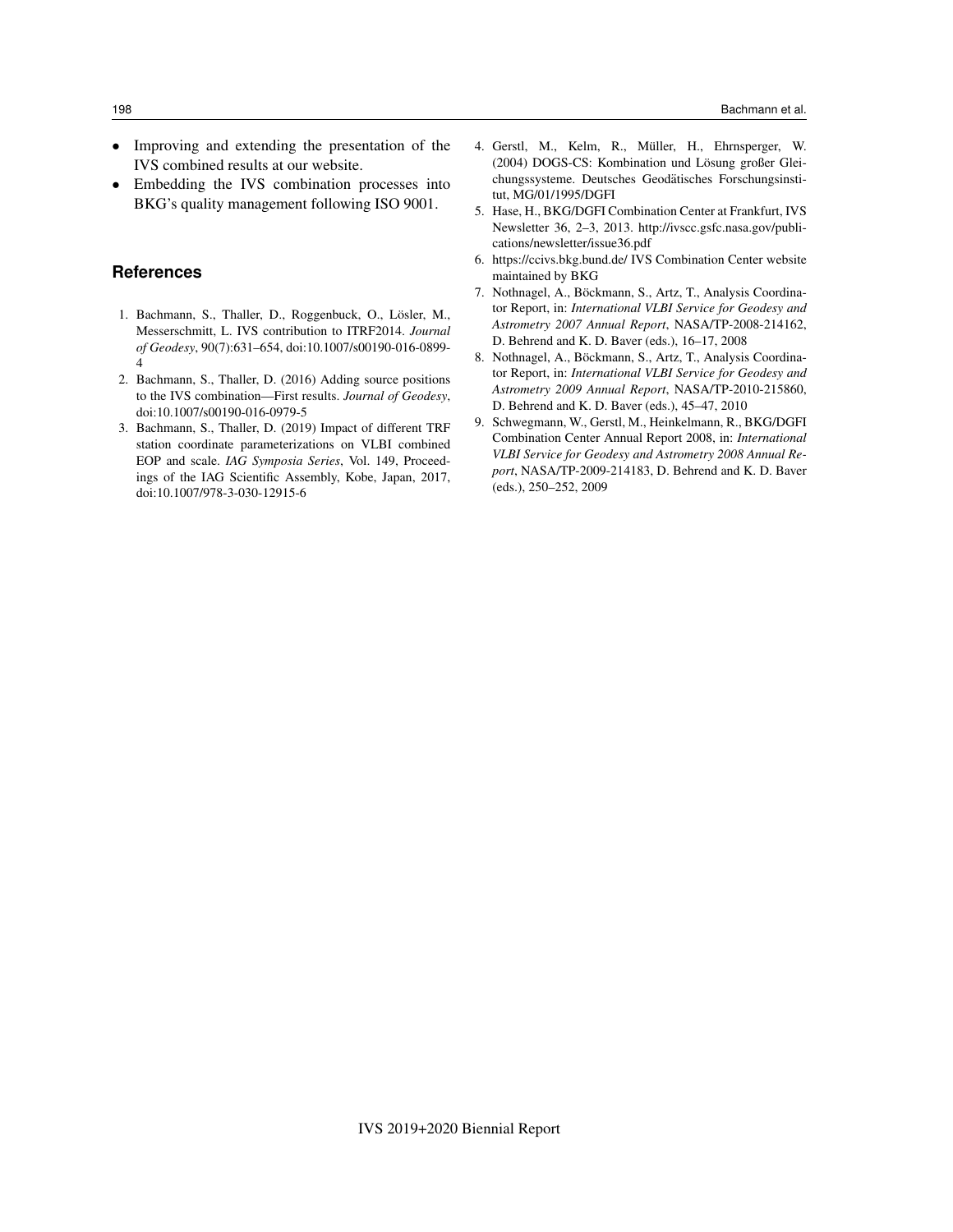- Improving and extending the presentation of the IVS combined results at our website.
- Embedding the IVS combination processes into BKG's quality management following ISO 9001.

## References

1. Bachmann, S., Thaller, D., Roggenbuck, O., Lösler, M., Messerschmitt, L. IVS contribution to ITRF2014. *Journal of Geodesy*, 90(7):631–654, doi:10.1007/s00190-016-0899-4
2. Bachmann, S., Thaller, D. (2016) Adding source positions to the IVS combination—First results. *Journal of Geodesy*, doi:10.1007/s00190-016-0979-5
3. Bachmann, S., Thaller, D. (2019) Impact of different TRF station coordinate parameterizations on VLBI combined EOP and scale. *IAG Symposia Series*, Vol. 149, Proceedings of the IAG Scientific Assembly, Kobe, Japan, 2017, doi:10.1007/978-3-030-12915-6
4. Gerstl, M., Kelm, R., Müller, H., Ehrnsperger, W. (2004) DOGS-CS: Kombination und Lösung großer Gleichungssysteme. Deutsches Geodätisches Forschungsinstitut, MG/01/1995/DGFI
5. Hase, H., BKG/DGFI Combination Center at Frankfurt, IVS Newsletter 36, 2–3, 2013. http://ivscc.gsfc.nasa.gov/publications/newsletter/issue36.pdf
6. https://ccivs.bkg.bund.de/ IVS Combination Center website maintained by BKG
7. Nothnagel, A., Böckmann, S., Artz, T., Analysis Coordinator Report, in: *International VLBI Service for Geodesy and Astrometry 2007 Annual Report*, NASA/TP-2008-214162, D. Behrend and K. D. Baver (eds.), 16–17, 2008
8. Nothnagel, A., Böckmann, S., Artz, T., Analysis Coordinator Report, in: *International VLBI Service for Geodesy and Astrometry 2009 Annual Report*, NASA/TP-2010-215860, D. Behrend and K. D. Baver (eds.), 45–47, 2010
9. Schwegmann, W., Gerstl, M., Heinkelmann, R., BKG/DGFI Combination Center Annual Report 2008, in: *International VLBI Service for Geodesy and Astrometry 2008 Annual Report*, NASA/TP-2009-214183, D. Behrend and K. D. Baver (eds.), 250–252, 2009